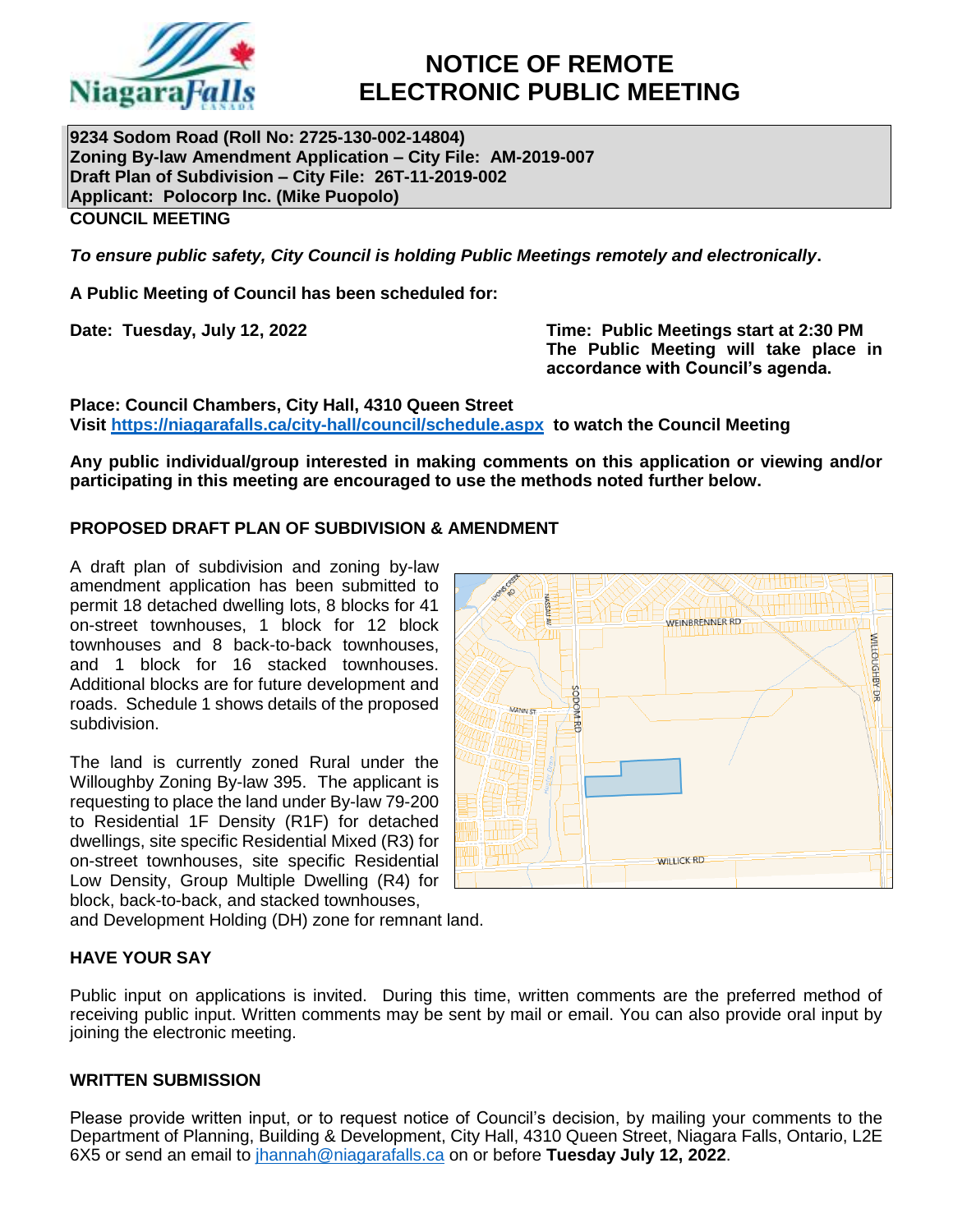# NOTICE OF REMOTE ELECTRONIC PUBLIC MEETING

**9234 Sodom Road (Roll No: 2725-130-002-14804)**
**Zoning By-law Amendment Application – City File: AM-2019-007**
**Draft Plan of Subdivision – City File: 26T-11-2019-002**
**Applicant: Polocorp Inc. (Mike Puopolo)**

**COUNCIL MEETING**

***To ensure public safety, City Council is holding Public Meetings remotely and electronically*.**

**A Public Meeting of Council has been scheduled for:**

**Date: Tuesday, July 12, 2022**

**Time: Public Meetings start at 2:30 PM**
**The Public Meeting will take place in accordance with Council's agenda.**

**Place: Council Chambers, City Hall, 4310 Queen Street**
**Visit [https://niagarafalls.ca/city-hall/council/schedule.aspx](https://niagarafalls.ca/city-hall/council/schedule.aspx) to watch the Council Meeting**

**Any public individual/group interested in making comments on this application or viewing and/or participating in this meeting are encouraged to use the methods noted further below.**

## PROPOSED DRAFT PLAN OF SUBDIVISION & AMENDMENT

A draft plan of subdivision and zoning by-law amendment application has been submitted to permit 18 detached dwelling lots, 8 blocks for 41 on-street townhouses, 1 block for 12 block townhouses and 8 back-to-back townhouses, and 1 block for 16 stacked townhouses. Additional blocks are for future development and roads. Schedule 1 shows details of the proposed subdivision.

The land is currently zoned Rural under the Willoughby Zoning By-law 395. The applicant is requesting to place the land under By-law 79-200 to Residential 1F Density (R1F) for detached dwellings, site specific Residential Mixed (R3) for on-street townhouses, site specific Residential Low Density, Group Multiple Dwelling (R4) for block, back-to-back, and stacked townhouses, and Development Holding (DH) zone for remnant land.

## HAVE YOUR SAY

Public input on applications is invited. During this time, written comments are the preferred method of receiving public input. Written comments may be sent by mail or email. You can also provide oral input by joining the electronic meeting.

## WRITTEN SUBMISSION

Please provide written input, or to request notice of Council's decision, by mailing your comments to the Department of Planning, Building & Development, City Hall, 4310 Queen Street, Niagara Falls, Ontario, L2E 6X5 or send an email to [jhannah@niagarafalls.ca](mailto:jhannah@niagarafalls.ca) on or before **Tuesday July 12, 2022**.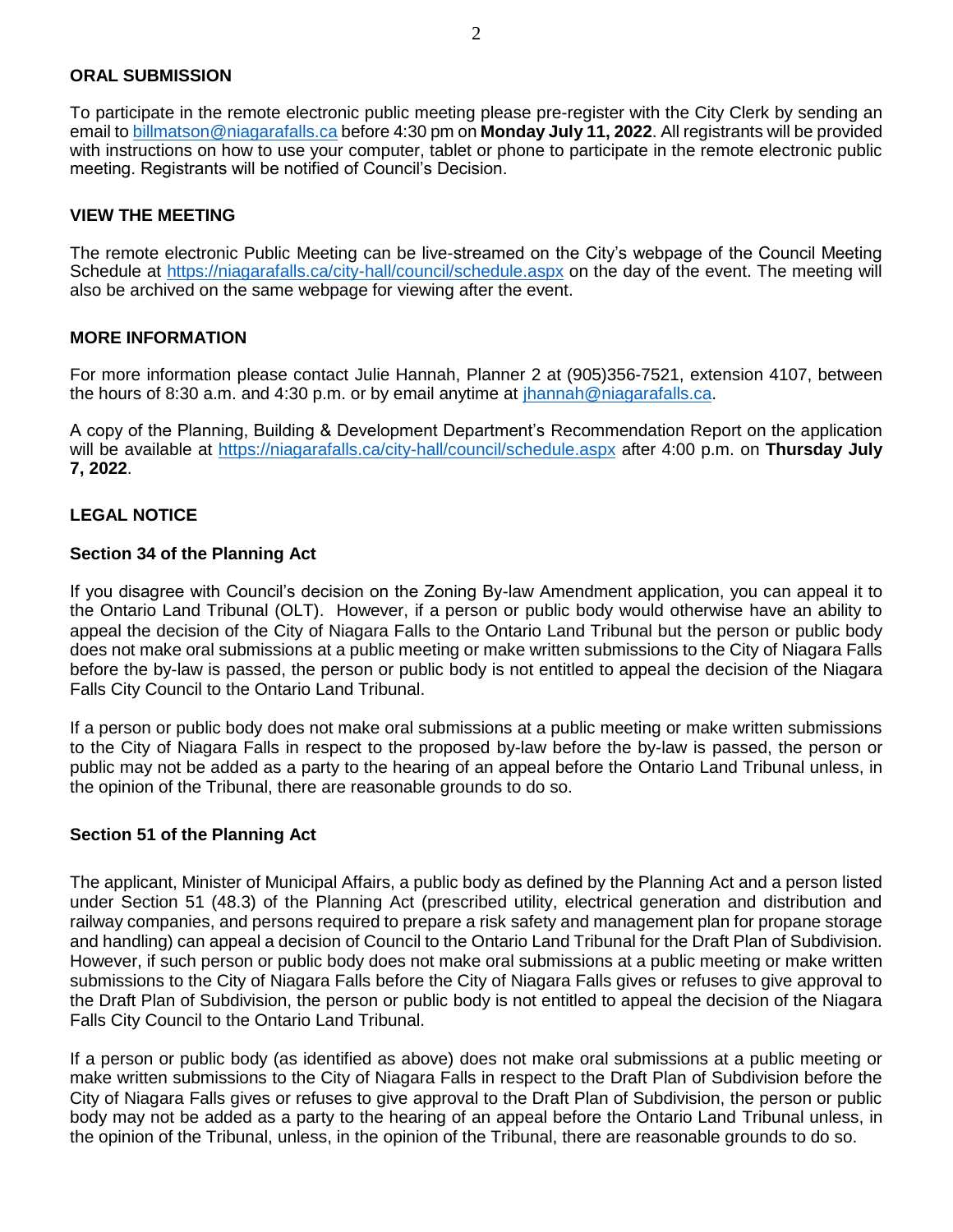## ORAL SUBMISSION

To participate in the remote electronic public meeting please pre-register with the City Clerk by sending an email to billmatson@niagarafalls.ca before 4:30 pm on **Monday July 11, 2022**. All registrants will be provided with instructions on how to use your computer, tablet or phone to participate in the remote electronic public meeting. Registrants will be notified of Council's Decision.

## VIEW THE MEETING

The remote electronic Public Meeting can be live-streamed on the City's webpage of the Council Meeting Schedule at https://niagarafalls.ca/city-hall/council/schedule.aspx on the day of the event. The meeting will also be archived on the same webpage for viewing after the event.

## MORE INFORMATION

For more information please contact Julie Hannah, Planner 2 at (905)356-7521, extension 4107, between the hours of 8:30 a.m. and 4:30 p.m. or by email anytime at jhannah@niagarafalls.ca.

A copy of the Planning, Building & Development Department's Recommendation Report on the application will be available at https://niagarafalls.ca/city-hall/council/schedule.aspx after 4:00 p.m. on **Thursday July 7, 2022**.

## LEGAL NOTICE

### Section 34 of the Planning Act

If you disagree with Council's decision on the Zoning By-law Amendment application, you can appeal it to the Ontario Land Tribunal (OLT). However, if a person or public body would otherwise have an ability to appeal the decision of the City of Niagara Falls to the Ontario Land Tribunal but the person or public body does not make oral submissions at a public meeting or make written submissions to the City of Niagara Falls before the by-law is passed, the person or public body is not entitled to appeal the decision of the Niagara Falls City Council to the Ontario Land Tribunal.

If a person or public body does not make oral submissions at a public meeting or make written submissions to the City of Niagara Falls in respect to the proposed by-law before the by-law is passed, the person or public may not be added as a party to the hearing of an appeal before the Ontario Land Tribunal unless, in the opinion of the Tribunal, there are reasonable grounds to do so.

### Section 51 of the Planning Act

The applicant, Minister of Municipal Affairs, a public body as defined by the Planning Act and a person listed under Section 51 (48.3) of the Planning Act (prescribed utility, electrical generation and distribution and railway companies, and persons required to prepare a risk safety and management plan for propane storage and handling) can appeal a decision of Council to the Ontario Land Tribunal for the Draft Plan of Subdivision. However, if such person or public body does not make oral submissions at a public meeting or make written submissions to the City of Niagara Falls before the City of Niagara Falls gives or refuses to give approval to the Draft Plan of Subdivision, the person or public body is not entitled to appeal the decision of the Niagara Falls City Council to the Ontario Land Tribunal.

If a person or public body (as identified as above) does not make oral submissions at a public meeting or make written submissions to the City of Niagara Falls in respect to the Draft Plan of Subdivision before the City of Niagara Falls gives or refuses to give approval to the Draft Plan of Subdivision, the person or public body may not be added as a party to the hearing of an appeal before the Ontario Land Tribunal unless, in the opinion of the Tribunal, unless, in the opinion of the Tribunal, there are reasonable grounds to do so.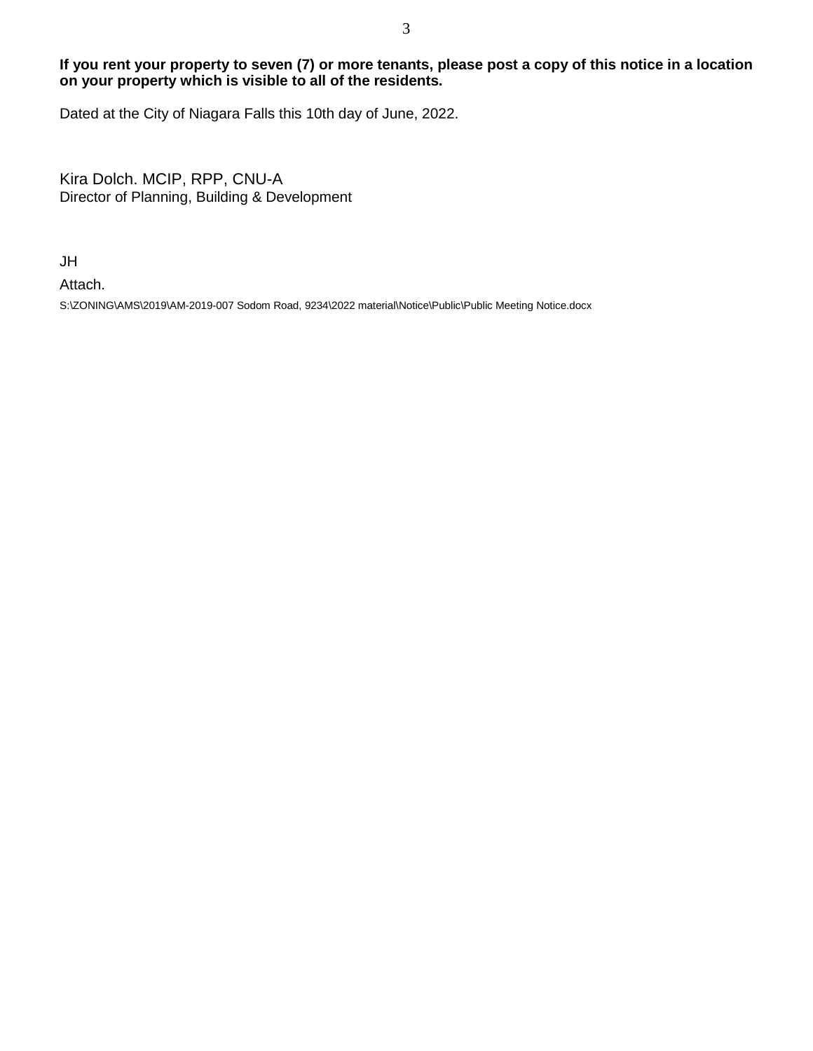**If you rent your property to seven (7) or more tenants, please post a copy of this notice in a location on your property which is visible to all of the residents.**

Dated at the City of Niagara Falls this 10th day of June, 2022.

Kira Dolch. MCIP, RPP, CNU-A
Director of Planning, Building & Development

JH

Attach.

S:\ZONING\AMS\2019\AM-2019-007 Sodom Road, 9234\2022 material\Notice\Public\Public Meeting Notice.docx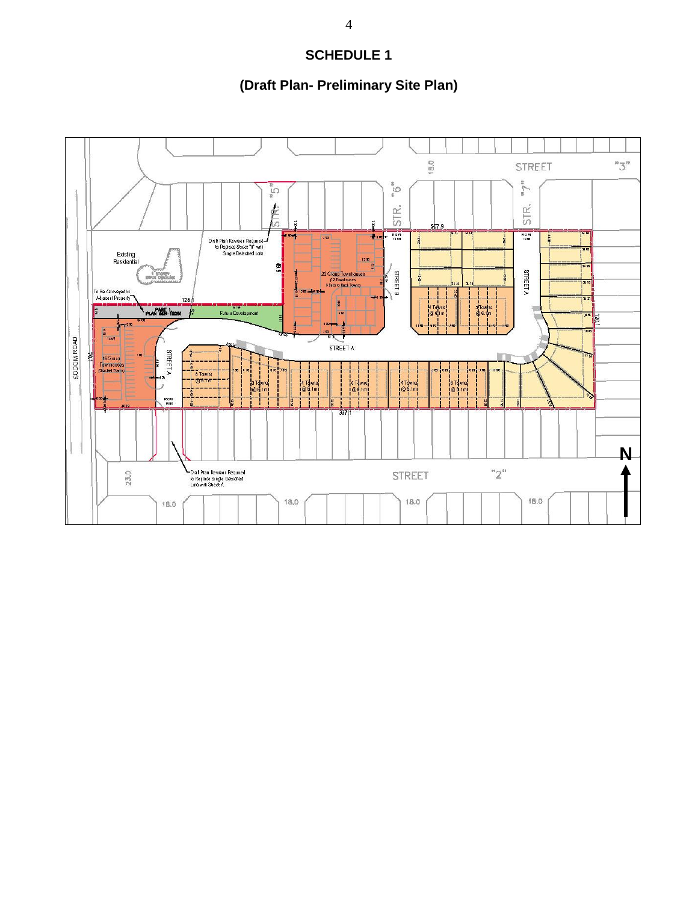# SCHEDULE 1

## (Draft Plan- Preliminary Site Plan)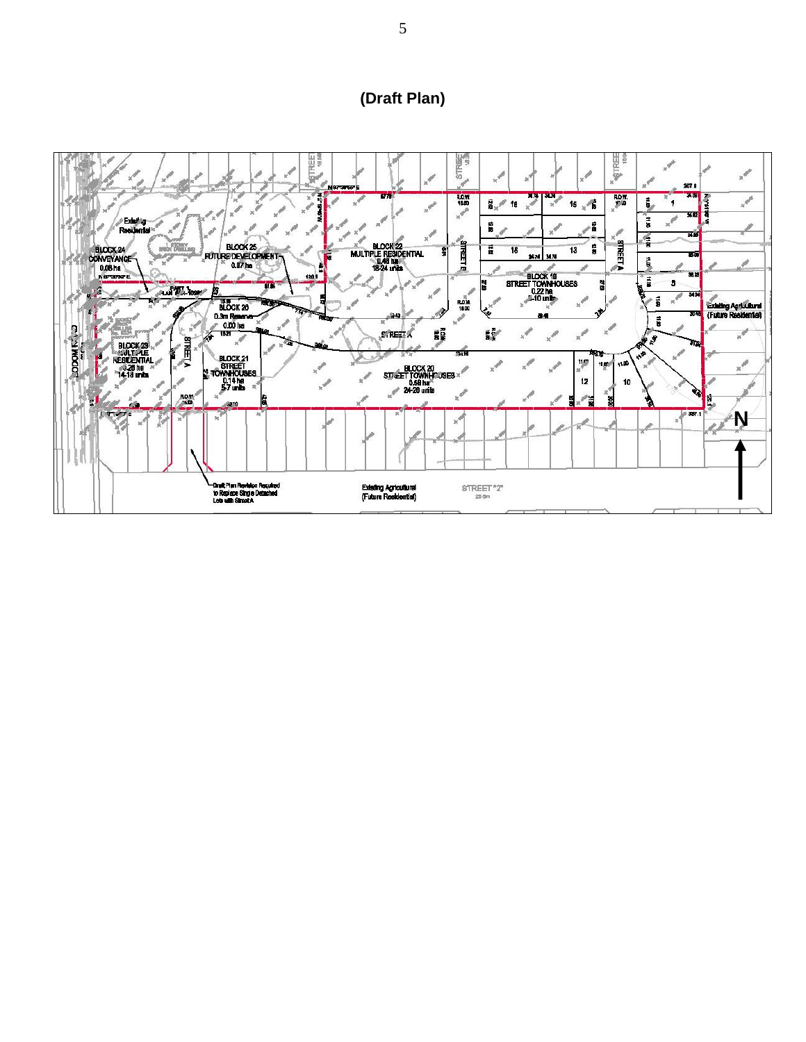**(Draft Plan)**

Existing Residential

BLOCK 24
CONVEYANCE
0.08 ha

BLOCK 25
FUTURE DEVELOPMENT
0.07 ha

BLOCK 22
MULTIPLE RESIDENTIAL
0.48 ha
18-24 units

BLOCK 19
STREET TOWNHOUSES
0.22 ha
8-10 units

BLOCK 26
0.3m Reserve
0.00 ha

BLOCK 23
MULTIPLE
RESIDENTIAL
0.28 ha
14-18 units

BLOCK 21
STREET
TOWNHOUSES
0.14 ha
5-7 units

BLOCK 20
STREET TOWNHOUSES
0.59 ha
24-29 units

STREET A

STREET B

Existing Agricultural
(Future Residential)

Draft Plan Revision Required
to Replace Single Detached
Lots with Street A

Existing Agricultural
(Future Residential)

STREET "2"

N